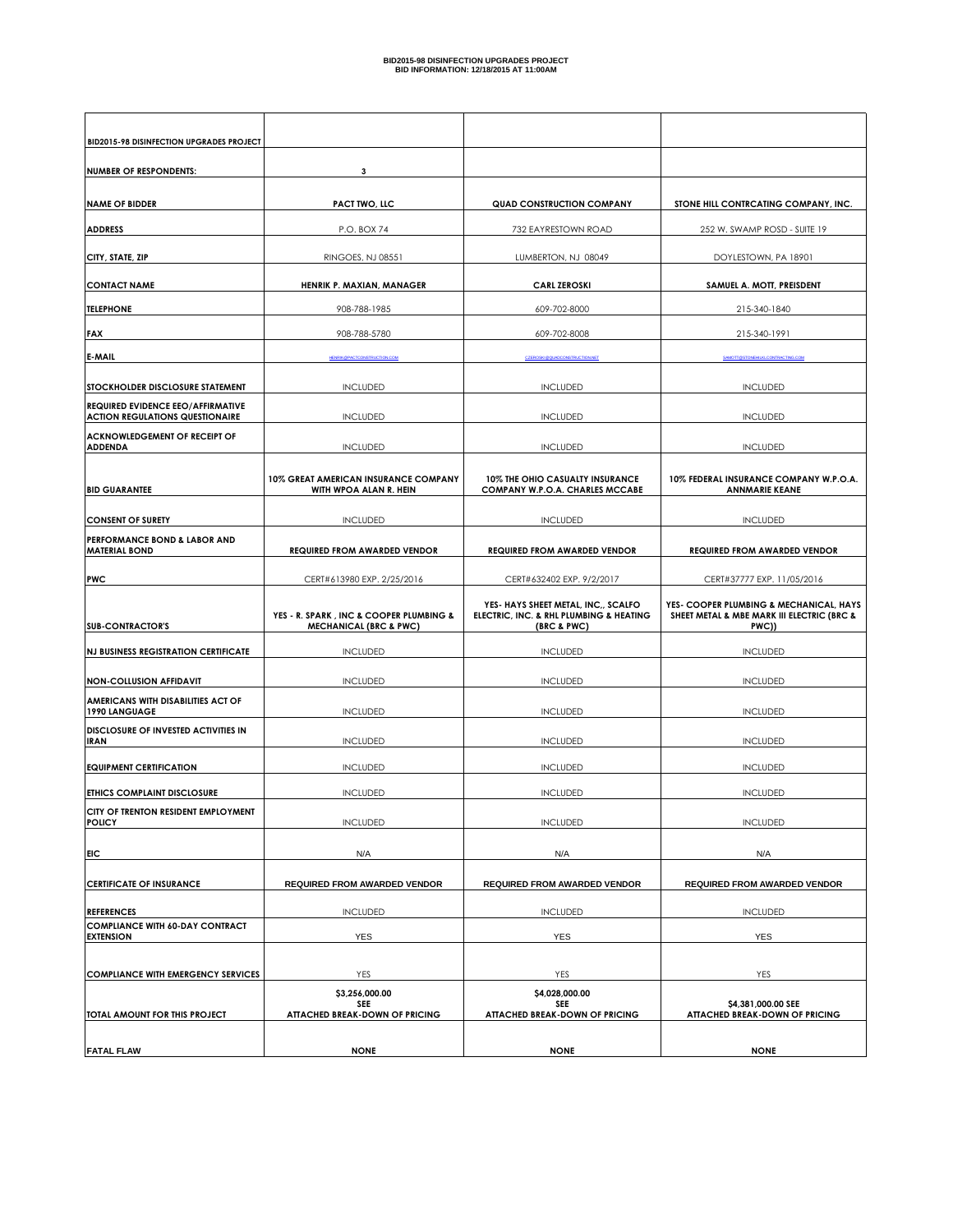**BID2015-98 DISINFECTION UPGRADES PROJECT**
**BID INFORMATION: 12/18/2015 AT 11:00AM**

| BID2015-98 DISINFECTION UPGRADES PROJECT | | | |
|---|---|---|---|
| **NUMBER OF RESPONDENTS:** | 3 | | |
| **NAME OF BIDDER** | **PACT TWO, LLC** | **QUAD CONSTRUCTION COMPANY** | **STONE HILL CONTRCATING COMPANY, INC.** |
| **ADDRESS** | P.O. BOX 74 | 732 EAYRESTOWN ROAD | 252 W. SWAMP ROSD - SUITE 19 |
| **CITY, STATE, ZIP** | RINGOES, NJ 08551 | LUMBERTON, NJ 08049 | DOYLESTOWN, PA 18901 |
| **CONTACT NAME** | **HENRIK P. MAXIAN, MANAGER** | **CARL ZEROSKI** | **SAMUEL A. MOTT, PREISDENT** |
| **TELEPHONE** | 908-788-1985 | 609-702-8000 | 215-340-1840 |
| **FAX** | 908-788-5780 | 609-702-8008 | 215-340-1991 |
| **E-MAIL** | HENRIK@PACTCONSTRUCTION.COM | CZEROSKI@QUADCONSTRUCTION.NET | SAMOTT@STONEHILLCONTRACTING.COM |
| **STOCKHOLDER DISCLOSURE STATEMENT** | INCLUDED | INCLUDED | INCLUDED |
| **REQUIRED EVIDENCE EEO/AFFIRMATIVE ACTION REGULATIONS QUESTIONAIRE** | INCLUDED | INCLUDED | INCLUDED |
| **ACKNOWLEDGEMENT OF RECEIPT OF ADDENDA** | INCLUDED | INCLUDED | INCLUDED |
| **BID GUARANTEE** | **10% GREAT AMERICAN INSURANCE COMPANY WITH WPOA ALAN R. HEIN** | **10% THE OHIO CASUALTY INSURANCE COMPANY W.P.O.A. CHARLES MCCABE** | **10% FEDERAL INSURANCE COMPANY W.P.O.A. ANNMARIE KEANE** |
| **CONSENT OF SURETY** | INCLUDED | INCLUDED | INCLUDED |
| **PERFORMANCE BOND & LABOR AND MATERIAL BOND** | **REQUIRED FROM AWARDED VENDOR** | **REQUIRED FROM AWARDED VENDOR** | **REQUIRED FROM AWARDED VENDOR** |
| **PWC** | CERT#613980 EXP. 2/25/2016 | CERT#632402 EXP. 9/2/2017 | CERT#37777 EXP. 11/05/2016 |
| **SUB-CONTRACTOR'S** | **YES - R. SPARK , INC & COOPER PLUMBING & MECHANICAL (BRC & PWC)** | **YES- HAYS SHEET METAL, INC,, SCALFO ELECTRIC, INC. & RHL PLUMBING & HEATING (BRC & PWC)** | **YES- COOPER PLUMBING & MECHANICAL, HAYS SHEET METAL & MBE MARK III ELECTRIC (BRC & PWC))** |
| **NJ BUSINESS REGISTRATION CERTIFICATE** | INCLUDED | INCLUDED | INCLUDED |
| **NON-COLLUSION AFFIDAVIT** | INCLUDED | INCLUDED | INCLUDED |
| **AMERICANS WITH DISABILITIES ACT OF 1990 LANGUAGE** | INCLUDED | INCLUDED | INCLUDED |
| **DISCLOSURE OF INVESTED ACTIVITIES IN IRAN** | INCLUDED | INCLUDED | INCLUDED |
| **EQUIPMENT CERTIFICATION** | INCLUDED | INCLUDED | INCLUDED |
| **ETHICS COMPLAINT DISCLOSURE** | INCLUDED | INCLUDED | INCLUDED |
| **CITY OF TRENTON RESIDENT EMPLOYMENT POLICY** | INCLUDED | INCLUDED | INCLUDED |
| **EIC** | N/A | N/A | N/A |
| **CERTIFICATE OF INSURANCE** | **REQUIRED FROM AWARDED VENDOR** | **REQUIRED FROM AWARDED VENDOR** | **REQUIRED FROM AWARDED VENDOR** |
| **REFERENCES** | INCLUDED | INCLUDED | INCLUDED |
| **COMPLIANCE WITH 60-DAY CONTRACT EXTENSION** | YES | YES | YES |
| **COMPLIANCE WITH EMERGENCY SERVICES** | YES | YES | YES |
| **TOTAL AMOUNT FOR THIS PROJECT** | **$3,256,000.00 SEE ATTACHED BREAK-DOWN OF PRICING** | **$4,028,000.00 SEE ATTACHED BREAK-DOWN OF PRICING** | **$4,381,000.00 SEE ATTACHED BREAK-DOWN OF PRICING** |
| **FATAL FLAW** | **NONE** | **NONE** | **NONE** |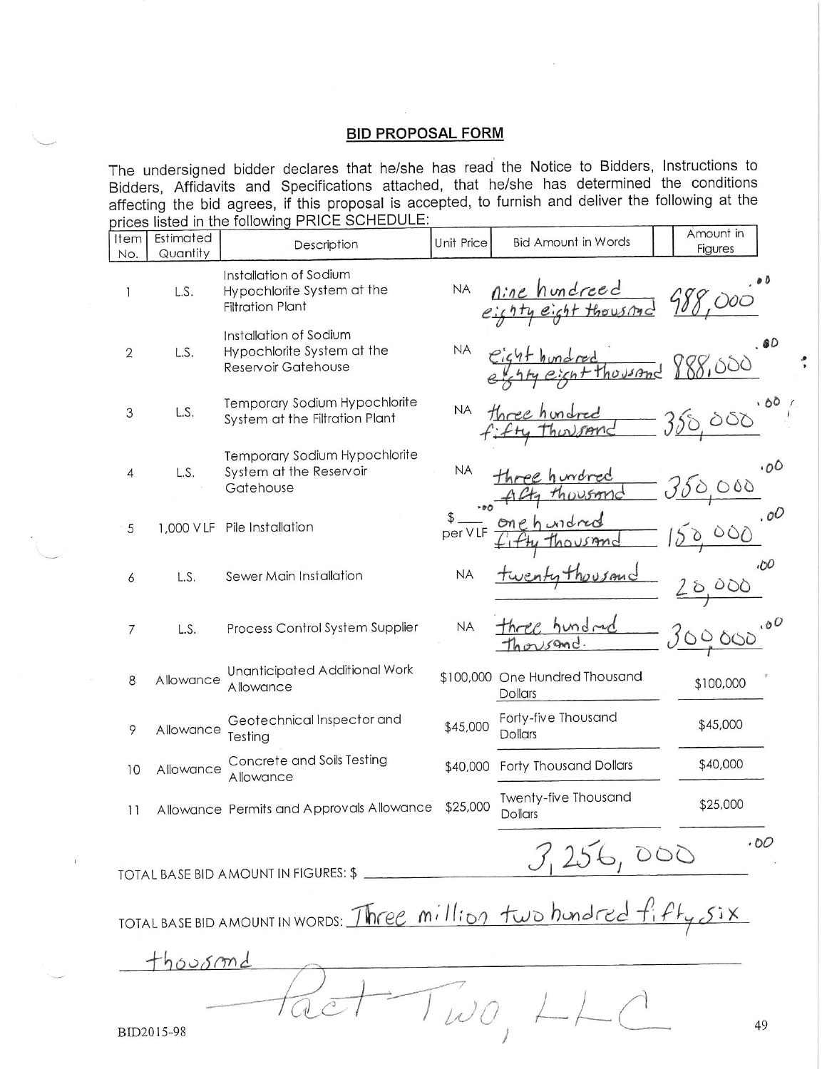## BID PROPOSAL FORM

The undersigned bidder declares that he/she has read the Notice to Bidders, Instructions to Bidders, Affidavits and Specifications attached, that he/she has determined the conditions affecting the bid agrees, if this proposal is accepted, to furnish and deliver the following at the prices listed in the following PRICE SCHEDULE:

| Item No. | Estimated Quantity | Description | Unit Price | Bid Amount in Words | Amount in Figures |
|---|---|---|---|---|---|
| 1 | L.S. | Installation of Sodium Hypochlorite System at the Filtration Plant | NA | nine hundreed eighty eight thousand | 988,000.00 |
| 2 | L.S. | Installation of Sodium Hypochlorite System at the Reservoir Gatehouse | NA | eight hundred eighty eight thousand | 888,000.00 |
| 3 | L.S. | Temporary Sodium Hypochlorite System at the Filtration Plant | NA | three hundred fifty thousand | 350,000.00 |
| 4 | L.S. | Temporary Sodium Hypochlorite System at the Reservoir Gatehouse | NA | three hundred fifty thousand | 350,000.00 |
| 5 | 1,000 VLF | Pile Installation | $ .00 per VLF | one hundred fifty thousand | 150,000.00 |
| 6 | L.S. | Sewer Main Installation | NA | twenty thousand | 20,000.00 |
| 7 | L.S. | Process Control System Supplier | NA | three hundred thousand. | 300,000.00 |
| 8 | Allowance | Unanticipated Additional Work Allowance | $100,000 | One Hundred Thousand Dollars | $100,000 |
| 9 | Allowance | Geotechnical Inspector and Testing | $45,000 | Forty-five Thousand Dollars | $45,000 |
| 10 | Allowance | Concrete and Soils Testing Allowance | $40,000 | Forty Thousand Dollars | $40,000 |
| 11 | Allowance | Permits and Approvals Allowance | $25,000 | Twenty-five Thousand Dollars | $25,000 |

TOTAL BASE BID AMOUNT IN FIGURES: $ 3,256,000.00

TOTAL BASE BID AMOUNT IN WORDS: Three million two hundred fifty six thousand

Pact Two, LLC

BID2015-98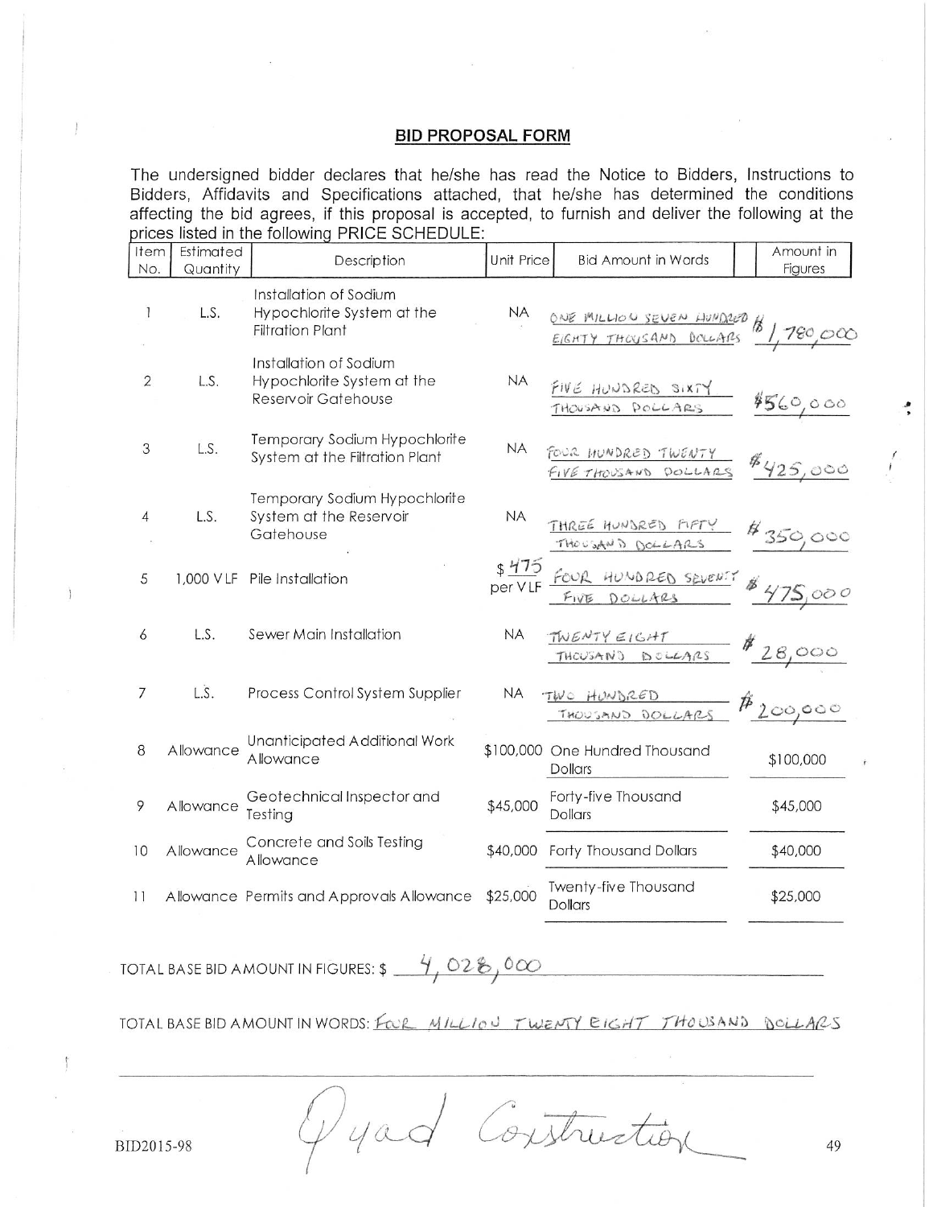## BID PROPOSAL FORM

The undersigned bidder declares that he/she has read the Notice to Bidders, Instructions to Bidders, Affidavits and Specifications attached, that he/she has determined the conditions affecting the bid agrees, if this proposal is accepted, to furnish and deliver the following at the prices listed in the following PRICE SCHEDULE:

| Item No. | Estimated Quantity | Description | Unit Price | Bid Amount in Words | Amount in Figures |
|---|---|---|---|---|---|
| 1 | L.S. | Installation of Sodium Hypochlorite System at the Filtration Plant | NA | ONE MILLION SEVEN HUNDRED EIGHTY THOUSAND DOLLARS | $1,780,000 |
| 2 | L.S. | Installation of Sodium Hypochlorite System at the Reservoir Gatehouse | NA | FIVE HUNDRED SIXTY THOUSAND DOLLARS | $560,000 |
| 3 | L.S. | Temporary Sodium Hypochlorite System at the Filtration Plant | NA | FOUR HUNDRED TWENTY FIVE THOUSAND DOLLARS | $425,000 |
| 4 | L.S. | Temporary Sodium Hypochlorite System at the Reservoir Gatehouse | NA | THREE HUNDRED FIFTY THOUSAND DOLLARS | $350,000 |
| 5 | 1,000 VLF | Pile Installation | $475 per VLF | FOUR HUNDRED SEVENTY FIVE DOLLARS | $475,000 |
| 6 | L.S. | Sewer Main Installation | NA | TWENTY EIGHT THOUSAND DOLLARS | $28,000 |
| 7 | L.S. | Process Control System Supplier | NA | TWO HUNDRED THOUSAND DOLLARS | $200,000 |
| 8 | Allowance | Unanticipated Additional Work Allowance | $100,000 | One Hundred Thousand Dollars | $100,000 |
| 9 | Allowance | Geotechnical Inspector and Testing | $45,000 | Forty-five Thousand Dollars | $45,000 |
| 10 | Allowance | Concrete and Soils Testing Allowance | $40,000 | Forty Thousand Dollars | $40,000 |
| 11 | Allowance | Permits and Approvals Allowance | $25,000 | Twenty-five Thousand Dollars | $25,000 |

TOTAL BASE BID AMOUNT IN FIGURES: $ 4,028,000

TOTAL BASE BID AMOUNT IN WORDS: FOUR MILLION TWENTY EIGHT THOUSAND DOLLARS

Quad Construction

BID2015-98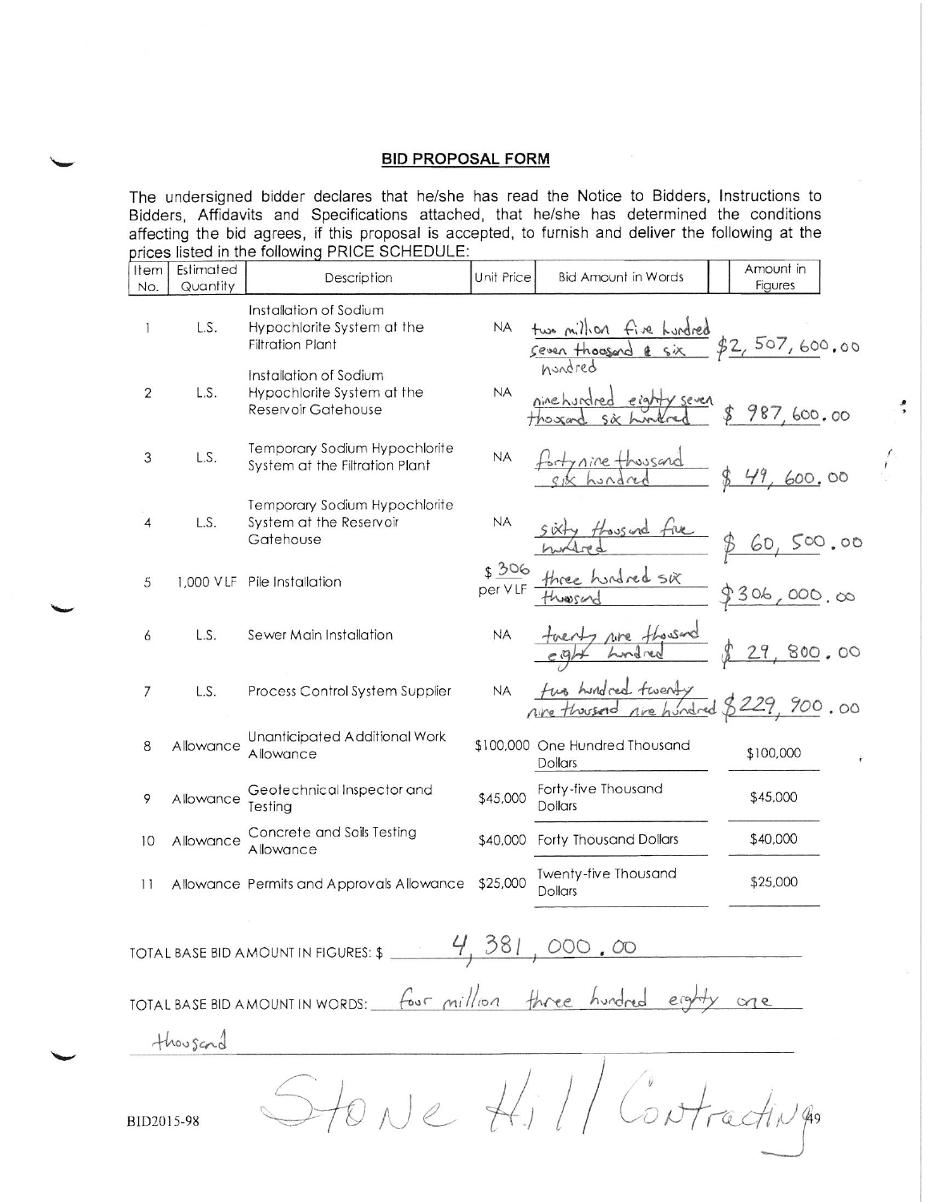## BID PROPOSAL FORM

The undersigned bidder declares that he/she has read the Notice to Bidders, Instructions to Bidders, Affidavits and Specifications attached, that he/she has determined the conditions affecting the bid agrees, if this proposal is accepted, to furnish and deliver the following at the prices listed in the following PRICE SCHEDULE:

| Item No. | Estimated Quantity | Description | Unit Price | Bid Amount in Words | Amount in Figures |
|---|---|---|---|---|---|
| 1 | L.S. | Installation of Sodium Hypochlorite System at the Filtration Plant | NA | two million five hundred seven thousand & six hundred | $2,507,600.00 |
| 2 | L.S. | Installation of Sodium Hypochlorite System at the Reservoir Gatehouse | NA | nine hundred eighty seven thousand six hundred | $ 987,600.00 |
| 3 | L.S. | Temporary Sodium Hypochlorite System at the Filtration Plant | NA | forty nine thousand six hundred | $ 49,600.00 |
| 4 | L.S. | Temporary Sodium Hypochlorite System at the Reservoir Gatehouse | NA | sixty thousand five hundred | $ 60,500.00 |
| 5 | 1,000 VLF | Pile Installation | $ 306 per VLF | three hundred six thousand | $306,000.00 |
| 6 | L.S. | Sewer Main Installation | NA | twenty nine thousand eight hundred | $ 29,800.00 |
| 7 | L.S. | Process Control System Supplier | NA | two hundred twenty nine thousand nine hundred | $229,900.00 |
| 8 | Allowance | Unanticipated Additional Work Allowance | $100,000 | One Hundred Thousand Dollars | $100,000 |
| 9 | Allowance | Geotechnical Inspector and Testing | $45,000 | Forty-five Thousand Dollars | $45,000 |
| 10 | Allowance | Concrete and Soils Testing Allowance | $40,000 | Forty Thousand Dollars | $40,000 |
| 11 | Allowance | Permits and Approvals Allowance | $25,000 | Twenty-five Thousand Dollars | $25,000 |

TOTAL BASE BID AMOUNT IN FIGURES: $ 4,381,000.00

TOTAL BASE BID AMOUNT IN WORDS: four million three hundred eighty one thousand

Stone Hill Contracting

BID2015-98